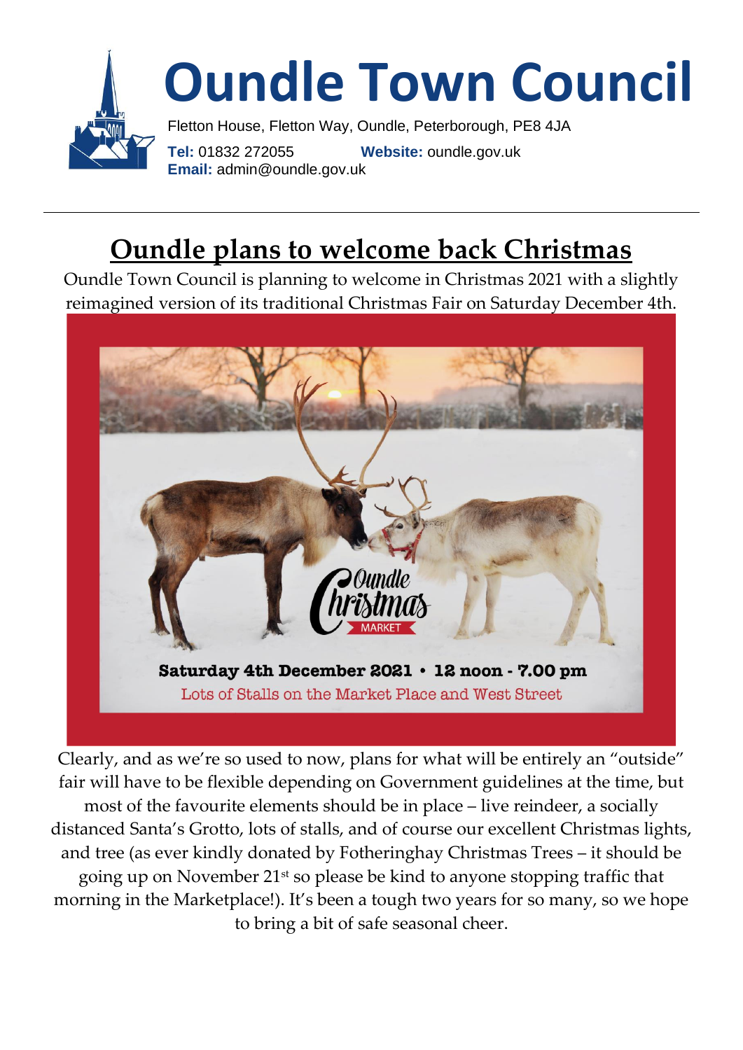# Oundle Town Council

Fletton House, Fletton Way, Oundle, Peterborough, PE8 4JA

**Tel:** 01832 272055 **Website:** oundle.gov.uk
**Email:** admin@oundle.gov.uk

---

## Oundle plans to welcome back Christmas

Oundle Town Council is planning to welcome in Christmas 2021 with a slightly reimagined version of its traditional Christmas Fair on Saturday December 4th.

Oundle Christmas MARKET

**Saturday 4th December 2021 • 12 noon - 7.00 pm**

Lots of Stalls on the Market Place and West Street

Clearly, and as we're so used to now, plans for what will be entirely an "outside" fair will have to be flexible depending on Government guidelines at the time, but most of the favourite elements should be in place – live reindeer, a socially distanced Santa's Grotto, lots of stalls, and of course our excellent Christmas lights, and tree (as ever kindly donated by Fotheringhay Christmas Trees – it should be going up on November 21st so please be kind to anyone stopping traffic that morning in the Marketplace!). It's been a tough two years for so many, so we hope to bring a bit of safe seasonal cheer.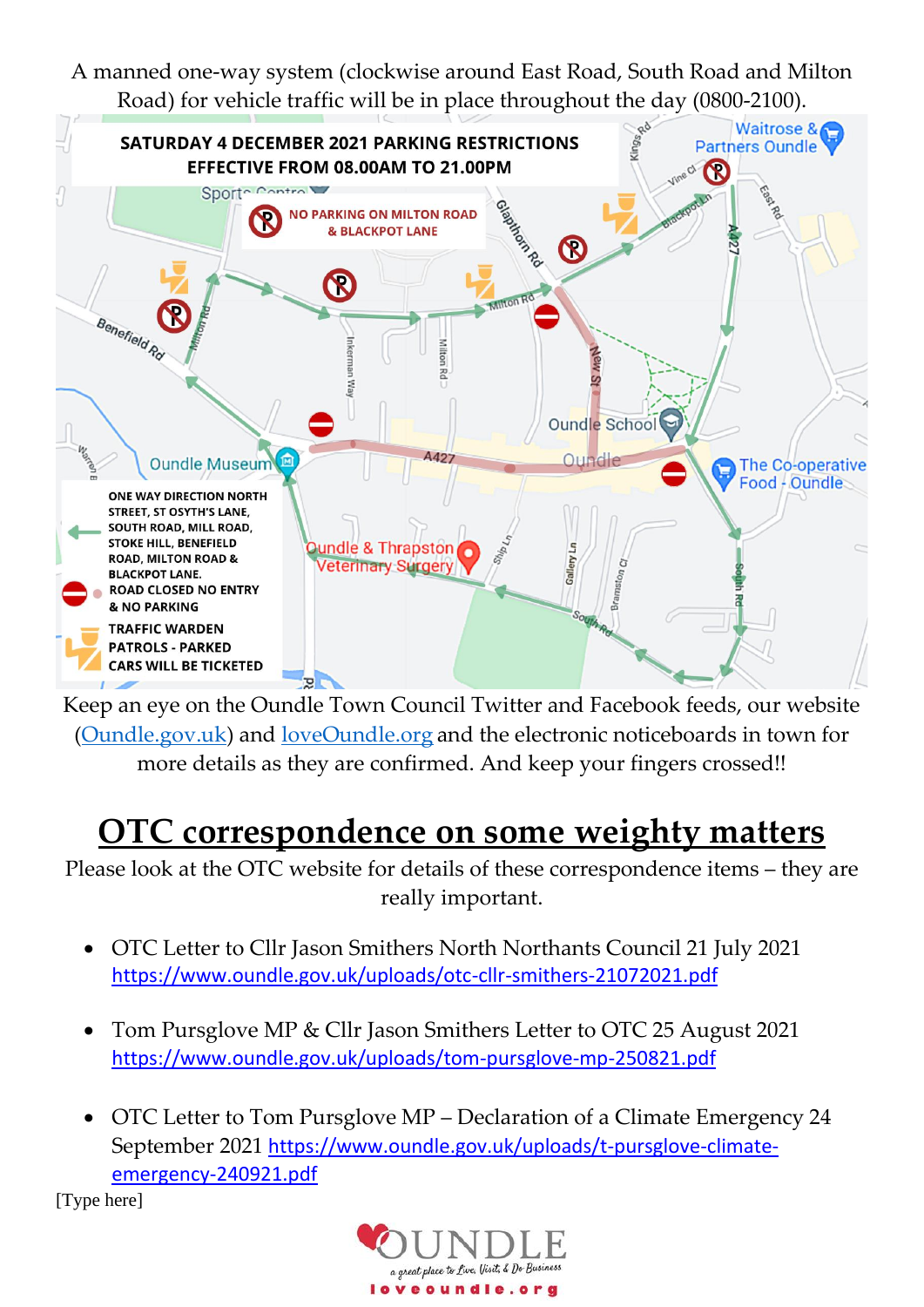A manned one-way system (clockwise around East Road, South Road and Milton Road) for vehicle traffic will be in place throughout the day (0800-2100).

**SATURDAY 4 DECEMBER 2021 PARKING RESTRICTIONS EFFECTIVE FROM 08.00AM TO 21.00PM**

**NO PARKING ON MILTON ROAD & BLACKPOT LANE**

**ONE WAY DIRECTION NORTH STREET, ST OSYTH'S LANE, SOUTH ROAD, MILL ROAD, STOKE HILL, BENEFIELD ROAD, MILTON ROAD & BLACKPOT LANE.**

**ROAD CLOSED NO ENTRY & NO PARKING**

**TRAFFIC WARDEN PATROLS - PARKED CARS WILL BE TICKETED**

Keep an eye on the Oundle Town Council Twitter and Facebook feeds, our website (Oundle.gov.uk) and loveOundle.org and the electronic noticeboards in town for more details as they are confirmed. And keep your fingers crossed!!

# OTC correspondence on some weighty matters

Please look at the OTC website for details of these correspondence items – they are really important.

- OTC Letter to Cllr Jason Smithers North Northants Council 21 July 2021 https://www.oundle.gov.uk/uploads/otc-cllr-smithers-21072021.pdf
- Tom Pursglove MP & Cllr Jason Smithers Letter to OTC 25 August 2021 https://www.oundle.gov.uk/uploads/tom-pursglove-mp-250821.pdf
- OTC Letter to Tom Pursglove MP – Declaration of a Climate Emergency 24 September 2021 https://www.oundle.gov.uk/uploads/t-pursglove-climate-emergency-240921.pdf

[Type here]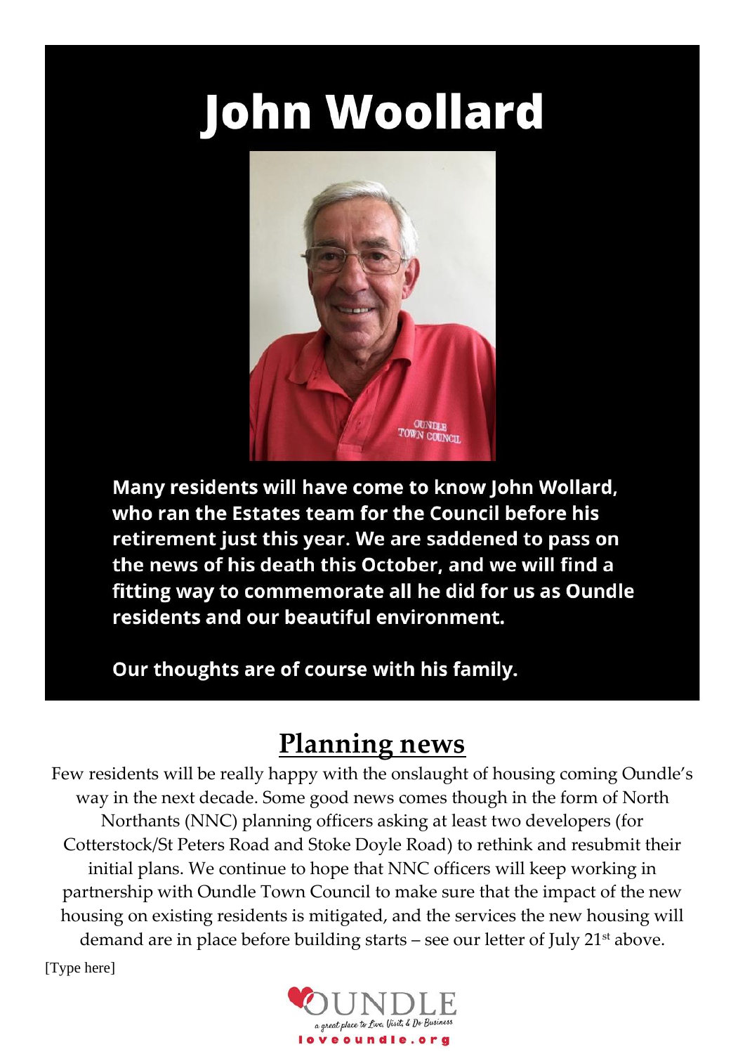# John Woollard

**Many residents will have come to know John Wollard, who ran the Estates team for the Council before his retirement just this year. We are saddened to pass on the news of his death this October, and we will find a fitting way to commemorate all he did for us as Oundle residents and our beautiful environment.**

**Our thoughts are of course with his family.**

## Planning news

Few residents will be really happy with the onslaught of housing coming Oundle's way in the next decade. Some good news comes though in the form of North Northants (NNC) planning officers asking at least two developers (for Cotterstock/St Peters Road and Stoke Doyle Road) to rethink and resubmit their initial plans. We continue to hope that NNC officers will keep working in partnership with Oundle Town Council to make sure that the impact of the new housing on existing residents is mitigated, and the services the new housing will demand are in place before building starts – see our letter of July 21st above.

[Type here]

OUNDLE
a great place to Live, Visit, & Do Business
loveoundle.org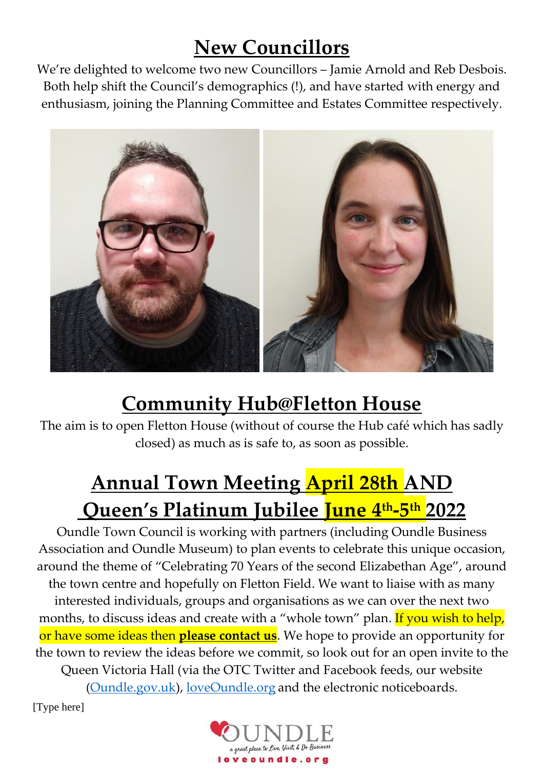# New Councillors

We're delighted to welcome two new Councillors – Jamie Arnold and Reb Desbois. Both help shift the Council's demographics (!), and have started with energy and enthusiasm, joining the Planning Committee and Estates Committee respectively.

# Community Hub@Fletton House

The aim is to open Fletton House (without of course the Hub café which has sadly closed) as much as is safe to, as soon as possible.

# Annual Town Meeting April 28th AND Queen's Platinum Jubilee June 4th-5th 2022

Oundle Town Council is working with partners (including Oundle Business Association and Oundle Museum) to plan events to celebrate this unique occasion, around the theme of "Celebrating 70 Years of the second Elizabethan Age", around the town centre and hopefully on Fletton Field. We want to liaise with as many interested individuals, groups and organisations as we can over the next two months, to discuss ideas and create with a "whole town" plan. If you wish to help, or have some ideas then **please contact us**. We hope to provide an opportunity for the town to review the ideas before we commit, so look out for an open invite to the Queen Victoria Hall (via the OTC Twitter and Facebook feeds, our website (Oundle.gov.uk), loveOundle.org and the electronic noticeboards.

[Type here]

OUNDLE
a great place to Live, Visit, & Do Business
loveoundle.org